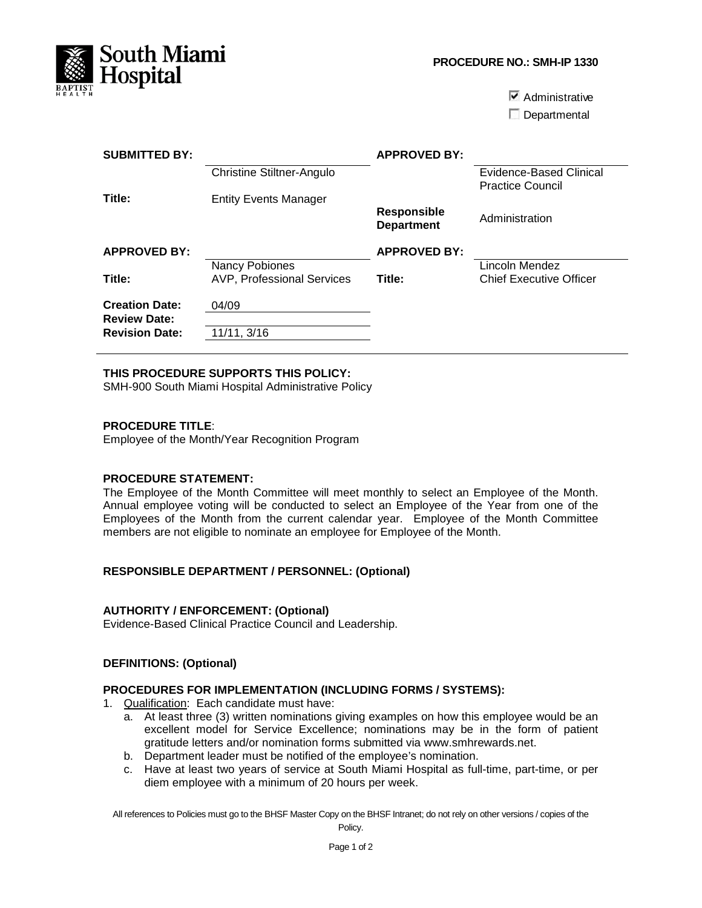South Miami Hospital
BAPTIST HEALTH

**PROCEDURE NO.: SMH-IP 1330**

☑ Administrative
☐ Departmental

| | | | |
|---|---|---|---|
| **SUBMITTED BY:** | Christine Stiltner-Angulo | **APPROVED BY:** | Evidence-Based Clinical Practice Council |
| **Title:** | Entity Events Manager | **Responsible Department** | Administration |
| **APPROVED BY:** | Nancy Pobiones | **APPROVED BY:** | Lincoln Mendez |
| **Title:** | AVP, Professional Services | **Title:** | Chief Executive Officer |
| **Creation Date:** | 04/09 | | |
| **Review Date:** | | | |
| **Revision Date:** | 11/11, 3/16 | | |

**THIS PROCEDURE SUPPORTS THIS POLICY:**
SMH-900 South Miami Hospital Administrative Policy

**PROCEDURE TITLE**:
Employee of the Month/Year Recognition Program

**PROCEDURE STATEMENT:**
The Employee of the Month Committee will meet monthly to select an Employee of the Month. Annual employee voting will be conducted to select an Employee of the Year from one of the Employees of the Month from the current calendar year. Employee of the Month Committee members are not eligible to nominate an employee for Employee of the Month.

**RESPONSIBLE DEPARTMENT / PERSONNEL: (Optional)**

**AUTHORITY / ENFORCEMENT: (Optional)**
Evidence-Based Clinical Practice Council and Leadership.

**DEFINITIONS: (Optional)**

**PROCEDURES FOR IMPLEMENTATION (INCLUDING FORMS / SYSTEMS):**

1. Qualification: Each candidate must have:
   a. At least three (3) written nominations giving examples on how this employee would be an excellent model for Service Excellence; nominations may be in the form of patient gratitude letters and/or nomination forms submitted via www.smhrewards.net.
   b. Department leader must be notified of the employee's nomination.
   c. Have at least two years of service at South Miami Hospital as full-time, part-time, or per diem employee with a minimum of 20 hours per week.

All references to Policies must go to the BHSF Master Copy on the BHSF Intranet; do not rely on other versions / copies of the Policy.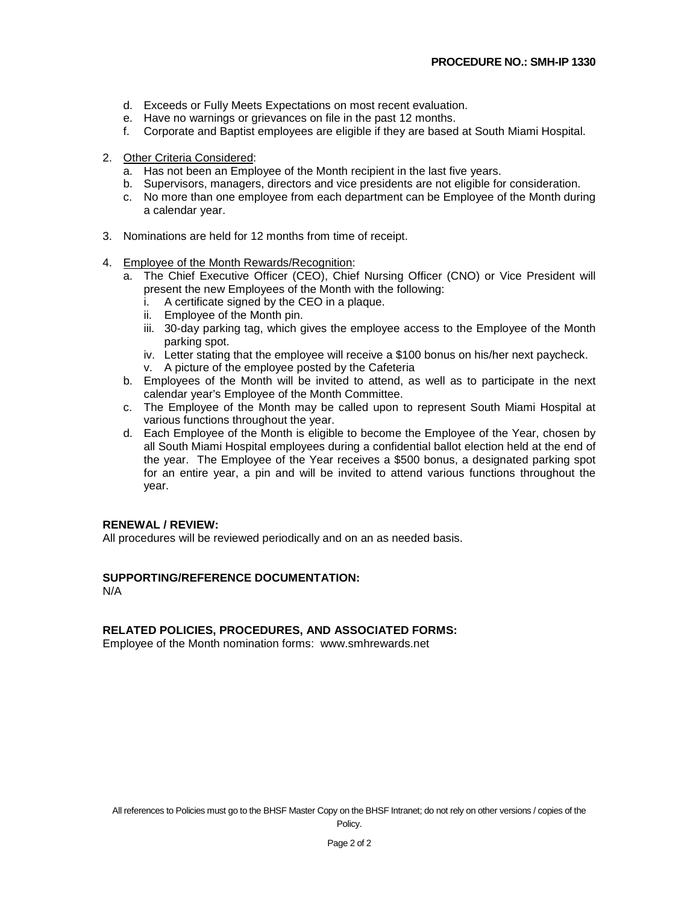d. Exceeds or Fully Meets Expectations on most recent evaluation.
e. Have no warnings or grievances on file in the past 12 months.
f. Corporate and Baptist employees are eligible if they are based at South Miami Hospital.

2. Other Criteria Considered:
   a. Has not been an Employee of the Month recipient in the last five years.
   b. Supervisors, managers, directors and vice presidents are not eligible for consideration.
   c. No more than one employee from each department can be Employee of the Month during a calendar year.

3. Nominations are held for 12 months from time of receipt.

4. Employee of the Month Rewards/Recognition:
   a. The Chief Executive Officer (CEO), Chief Nursing Officer (CNO) or Vice President will present the new Employees of the Month with the following:
      i. A certificate signed by the CEO in a plaque.
      ii. Employee of the Month pin.
      iii. 30-day parking tag, which gives the employee access to the Employee of the Month parking spot.
      iv. Letter stating that the employee will receive a $100 bonus on his/her next paycheck.
      v. A picture of the employee posted by the Cafeteria
   b. Employees of the Month will be invited to attend, as well as to participate in the next calendar year's Employee of the Month Committee.
   c. The Employee of the Month may be called upon to represent South Miami Hospital at various functions throughout the year.
   d. Each Employee of the Month is eligible to become the Employee of the Year, chosen by all South Miami Hospital employees during a confidential ballot election held at the end of the year. The Employee of the Year receives a $500 bonus, a designated parking spot for an entire year, a pin and will be invited to attend various functions throughout the year.

**RENEWAL / REVIEW:**
All procedures will be reviewed periodically and on an as needed basis.

**SUPPORTING/REFERENCE DOCUMENTATION:**
N/A

**RELATED POLICIES, PROCEDURES, AND ASSOCIATED FORMS:**
Employee of the Month nomination forms: www.smhrewards.net